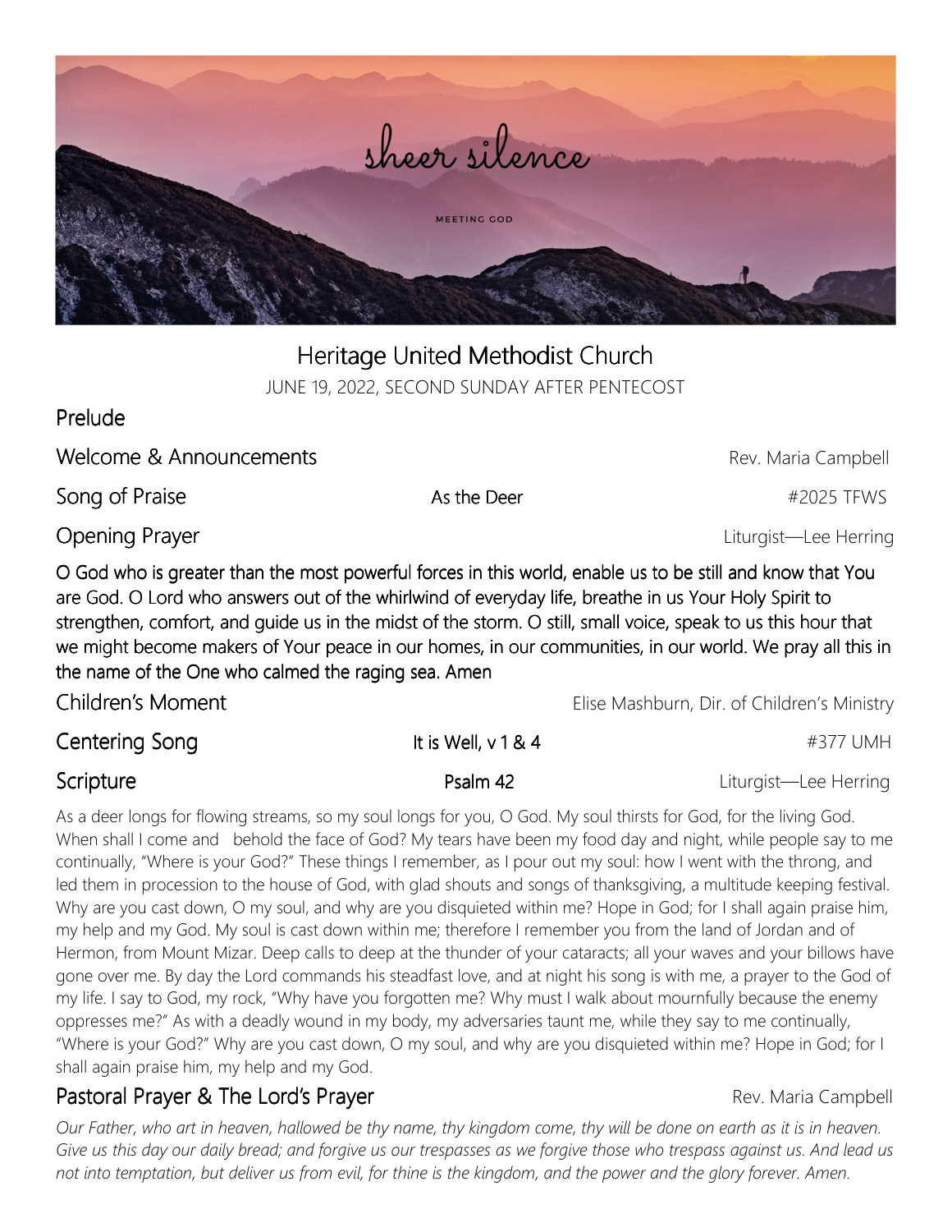sheer silence

MEETING GOD

# Heritage United Methodist Church

JUNE 19, 2022, SECOND SUNDAY AFTER PENTECOST

## Prelude

## Welcome & Announcements — Rev. Maria Campbell

## Song of Praise — As the Deer — #2025 TFWS

## Opening Prayer — Liturgist—Lee Herring

O God who is greater than the most powerful forces in this world, enable us to be still and know that You are God. O Lord who answers out of the whirlwind of everyday life, breathe in us Your Holy Spirit to strengthen, comfort, and guide us in the midst of the storm. O still, small voice, speak to us this hour that we might become makers of Your peace in our homes, in our communities, in our world. We pray all this in the name of the One who calmed the raging sea. Amen

## Children's Moment — Elise Mashburn, Dir. of Children's Ministry

## Centering Song — It is Well, v 1 & 4 — #377 UMH

## Scripture — Psalm 42 — Liturgist—Lee Herring

As a deer longs for flowing streams, so my soul longs for you, O God. My soul thirsts for God, for the living God. When shall I come and behold the face of God? My tears have been my food day and night, while people say to me continually, "Where is your God?" These things I remember, as I pour out my soul: how I went with the throng, and led them in procession to the house of God, with glad shouts and songs of thanksgiving, a multitude keeping festival. Why are you cast down, O my soul, and why are you disquieted within me? Hope in God; for I shall again praise him, my help and my God. My soul is cast down within me; therefore I remember you from the land of Jordan and of Hermon, from Mount Mizar. Deep calls to deep at the thunder of your cataracts; all your waves and your billows have gone over me. By day the Lord commands his steadfast love, and at night his song is with me, a prayer to the God of my life. I say to God, my rock, "Why have you forgotten me? Why must I walk about mournfully because the enemy oppresses me?" As with a deadly wound in my body, my adversaries taunt me, while they say to me continually, "Where is your God?" Why are you cast down, O my soul, and why are you disquieted within me? Hope in God; for I shall again praise him, my help and my God.

## Pastoral Prayer & The Lord's Prayer — Rev. Maria Campbell

*Our Father, who art in heaven, hallowed be thy name, thy kingdom come, thy will be done on earth as it is in heaven. Give us this day our daily bread; and forgive us our trespasses as we forgive those who trespass against us. And lead us not into temptation, but deliver us from evil, for thine is the kingdom, and the power and the glory forever. Amen.*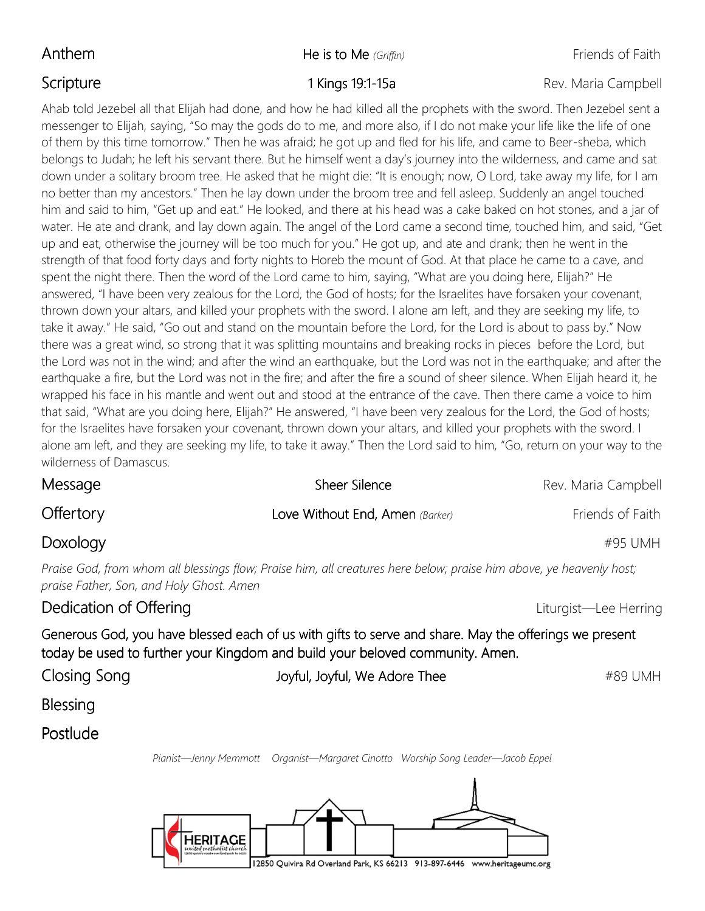**Anthem** — He is to Me *(Griffin)* — Friends of Faith

**Scripture** — 1 Kings 19:1-15a — Rev. Maria Campbell

Ahab told Jezebel all that Elijah had done, and how he had killed all the prophets with the sword. Then Jezebel sent a messenger to Elijah, saying, "So may the gods do to me, and more also, if I do not make your life like the life of one of them by this time tomorrow." Then he was afraid; he got up and fled for his life, and came to Beer-sheba, which belongs to Judah; he left his servant there. But he himself went a day's journey into the wilderness, and came and sat down under a solitary broom tree. He asked that he might die: "It is enough; now, O Lord, take away my life, for I am no better than my ancestors." Then he lay down under the broom tree and fell asleep. Suddenly an angel touched him and said to him, "Get up and eat." He looked, and there at his head was a cake baked on hot stones, and a jar of water. He ate and drank, and lay down again. The angel of the Lord came a second time, touched him, and said, "Get up and eat, otherwise the journey will be too much for you." He got up, and ate and drank; then he went in the strength of that food forty days and forty nights to Horeb the mount of God. At that place he came to a cave, and spent the night there. Then the word of the Lord came to him, saying, "What are you doing here, Elijah?" He answered, "I have been very zealous for the Lord, the God of hosts; for the Israelites have forsaken your covenant, thrown down your altars, and killed your prophets with the sword. I alone am left, and they are seeking my life, to take it away." He said, "Go out and stand on the mountain before the Lord, for the Lord is about to pass by." Now there was a great wind, so strong that it was splitting mountains and breaking rocks in pieces before the Lord, but the Lord was not in the wind; and after the wind an earthquake, but the Lord was not in the earthquake; and after the earthquake a fire, but the Lord was not in the fire; and after the fire a sound of sheer silence. When Elijah heard it, he wrapped his face in his mantle and went out and stood at the entrance of the cave. Then there came a voice to him that said, "What are you doing here, Elijah?" He answered, "I have been very zealous for the Lord, the God of hosts; for the Israelites have forsaken your covenant, thrown down your altars, and killed your prophets with the sword. I alone am left, and they are seeking my life, to take it away." Then the Lord said to him, "Go, return on your way to the wilderness of Damascus.

**Message** — Sheer Silence — Rev. Maria Campbell

**Offertory** — Love Without End, Amen *(Barker)* — Friends of Faith

**Doxology** — #95 UMH

*Praise God, from whom all blessings flow; Praise him, all creatures here below; praise him above, ye heavenly host; praise Father, Son, and Holy Ghost. Amen*

**Dedication of Offering** — Liturgist—Lee Herring

Generous God, you have blessed each of us with gifts to serve and share. May the offerings we present today be used to further your Kingdom and build your beloved community. Amen.

**Closing Song** — Joyful, Joyful, We Adore Thee — #89 UMH

**Blessing**

**Postlude**

*Pianist—Jenny Memmott   Organist—Margaret Cinotto   Worship Song Leader—Jacob Eppel*

HERITAGE united methodist church

12850 Quivira Rd Overland Park, KS 66213   913-897-6446   www.heritageumc.org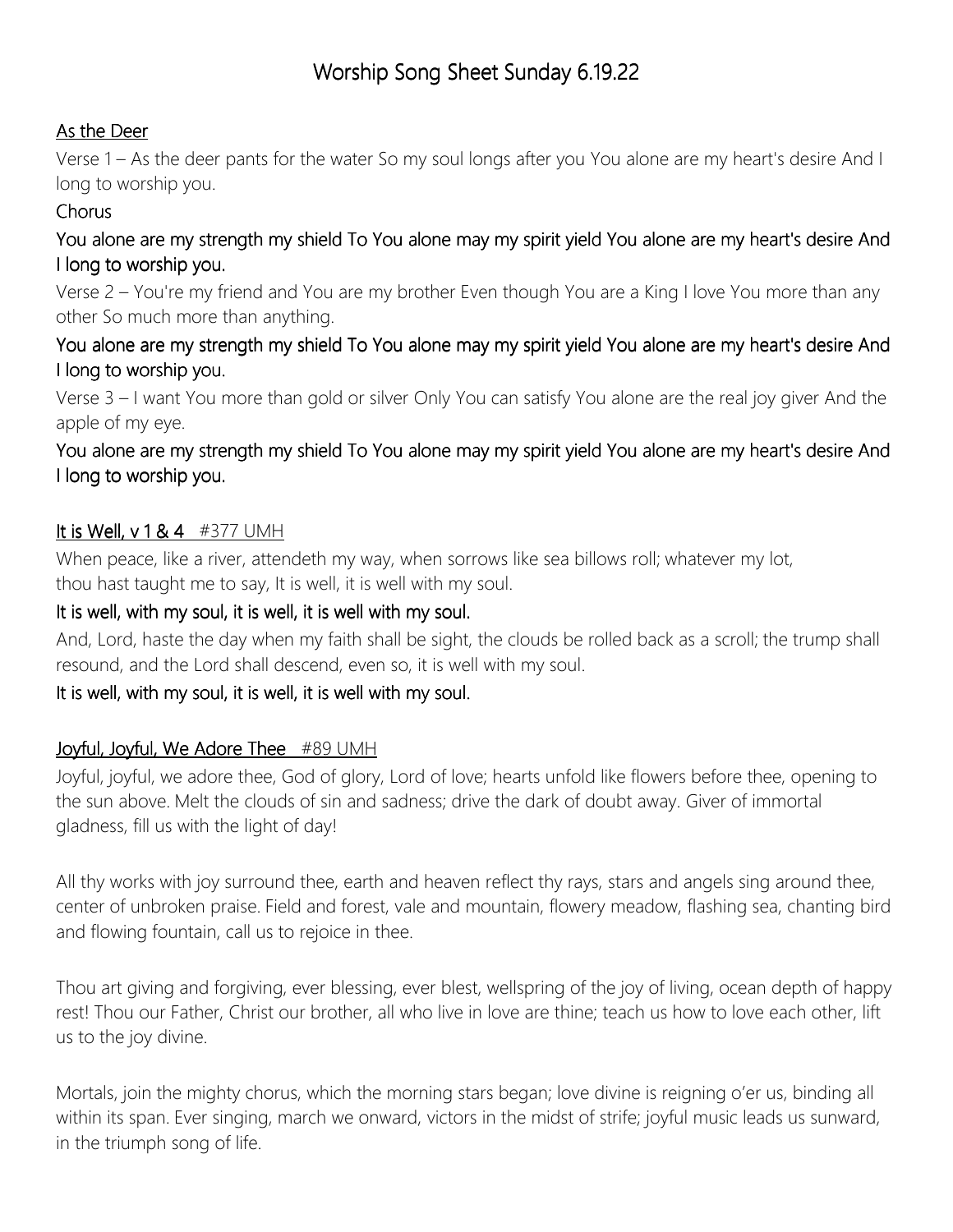# Worship Song Sheet Sunday 6.19.22

## As the Deer

Verse 1 – As the deer pants for the water So my soul longs after you You alone are my heart's desire And I long to worship you.

Chorus

**You alone are my strength my shield To You alone may my spirit yield You alone are my heart's desire And I long to worship you.**

Verse 2 – You're my friend and You are my brother Even though You are a King I love You more than any other So much more than anything.

**You alone are my strength my shield To You alone may my spirit yield You alone are my heart's desire And I long to worship you.**

Verse 3 – I want You more than gold or silver Only You can satisfy You alone are the real joy giver And the apple of my eye.

**You alone are my strength my shield To You alone may my spirit yield You alone are my heart's desire And I long to worship you.**

## It is Well, v 1 & 4 #377 UMH

When peace, like a river, attendeth my way, when sorrows like sea billows roll; whatever my lot, thou hast taught me to say, It is well, it is well with my soul.

**It is well, with my soul, it is well, it is well with my soul.**

And, Lord, haste the day when my faith shall be sight, the clouds be rolled back as a scroll; the trump shall resound, and the Lord shall descend, even so, it is well with my soul.

**It is well, with my soul, it is well, it is well with my soul.**

## Joyful, Joyful, We Adore Thee #89 UMH

Joyful, joyful, we adore thee, God of glory, Lord of love; hearts unfold like flowers before thee, opening to the sun above. Melt the clouds of sin and sadness; drive the dark of doubt away. Giver of immortal gladness, fill us with the light of day!

All thy works with joy surround thee, earth and heaven reflect thy rays, stars and angels sing around thee, center of unbroken praise. Field and forest, vale and mountain, flowery meadow, flashing sea, chanting bird and flowing fountain, call us to rejoice in thee.

Thou art giving and forgiving, ever blessing, ever blest, wellspring of the joy of living, ocean depth of happy rest! Thou our Father, Christ our brother, all who live in love are thine; teach us how to love each other, lift us to the joy divine.

Mortals, join the mighty chorus, which the morning stars began; love divine is reigning o'er us, binding all within its span. Ever singing, march we onward, victors in the midst of strife; joyful music leads us sunward, in the triumph song of life.